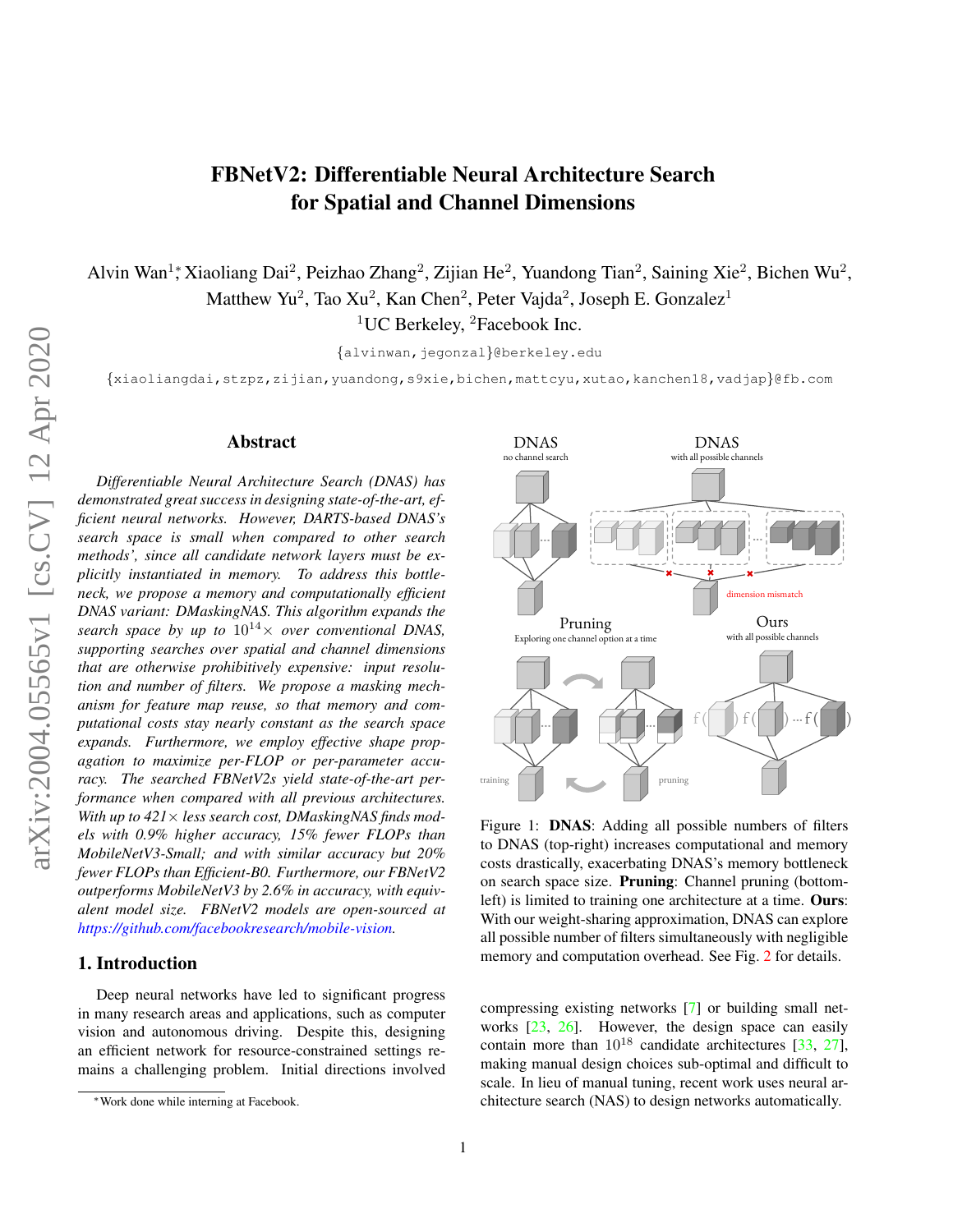# FBNetV2: Differentiable Neural Architecture Search for Spatial and Channel Dimensions

Alvin Wan[1]*, Xiaoliang Dai[2], Peizhao Zhang[2], Zijian He[2], Yuandong Tian[2], Saining Xie[2], Bichen Wu[2], Matthew Yu[2], Tao Xu[2], Kan Chen[2], Peter Vajda[2], Joseph E. Gonzalez[1]

[1]UC Berkeley, [2]Facebook Inc.

{alvinwan,jegonzal}@berkeley.edu

{xiaoliangdai,stzpz,zijian,yuandong,s9xie,bichen,mattcyu,xutao,kanchen18,vadjap}@fb.com

## Abstract

*Differentiable Neural Architecture Search (DNAS) has demonstrated great success in designing state-of-the-art, efficient neural networks. However, DARTS-based DNAS's search space is small when compared to other search methods', since all candidate network layers must be explicitly instantiated in memory. To address this bottleneck, we propose a memory and computationally efficient DNAS variant: DMaskingNAS. This algorithm expands the search space by up to $10^{14}\times$ over conventional DNAS, supporting searches over spatial and channel dimensions that are otherwise prohibitively expensive: input resolution and number of filters. We propose a masking mechanism for feature map reuse, so that memory and computational costs stay nearly constant as the search space expands. Furthermore, we employ effective shape propagation to maximize per-FLOP or per-parameter accuracy. The searched FBNetV2s yield state-of-the-art performance when compared with all previous architectures. With up to 421$\times$ less search cost, DMaskingNAS finds models with 0.9% higher accuracy, 15% fewer FLOPs than MobileNetV3-Small; and with similar accuracy but 20% fewer FLOPs than Efficient-B0. Furthermore, our FBNetV2 outperforms MobileNetV3 by 2.6% in accuracy, with equivalent model size. FBNetV2 models are open-sourced at https://github.com/facebookresearch/mobile-vision.*

## 1. Introduction

Deep neural networks have led to significant progress in many research areas and applications, such as computer vision and autonomous driving. Despite this, designing an efficient network for resource-constrained settings remains a challenging problem. Initial directions involved compressing existing networks [7] or building small networks [23, 26]. However, the design space can easily contain more than $10^{18}$ candidate architectures [33, 27], making manual design choices sub-optimal and difficult to scale. In lieu of manual tuning, recent work uses neural architecture search (NAS) to design networks automatically.

*Work done while interning at Facebook.

Figure 1: **DNAS**: Adding all possible numbers of filters to DNAS (top-right) increases computational and memory costs drastically, exacerbating DNAS's memory bottleneck on search space size. **Pruning**: Channel pruning (bottom-left) is limited to training one architecture at a time. **Ours**: With our weight-sharing approximation, DNAS can explore all possible number of filters simultaneously with negligible memory and computation overhead. See Fig. 2 for details.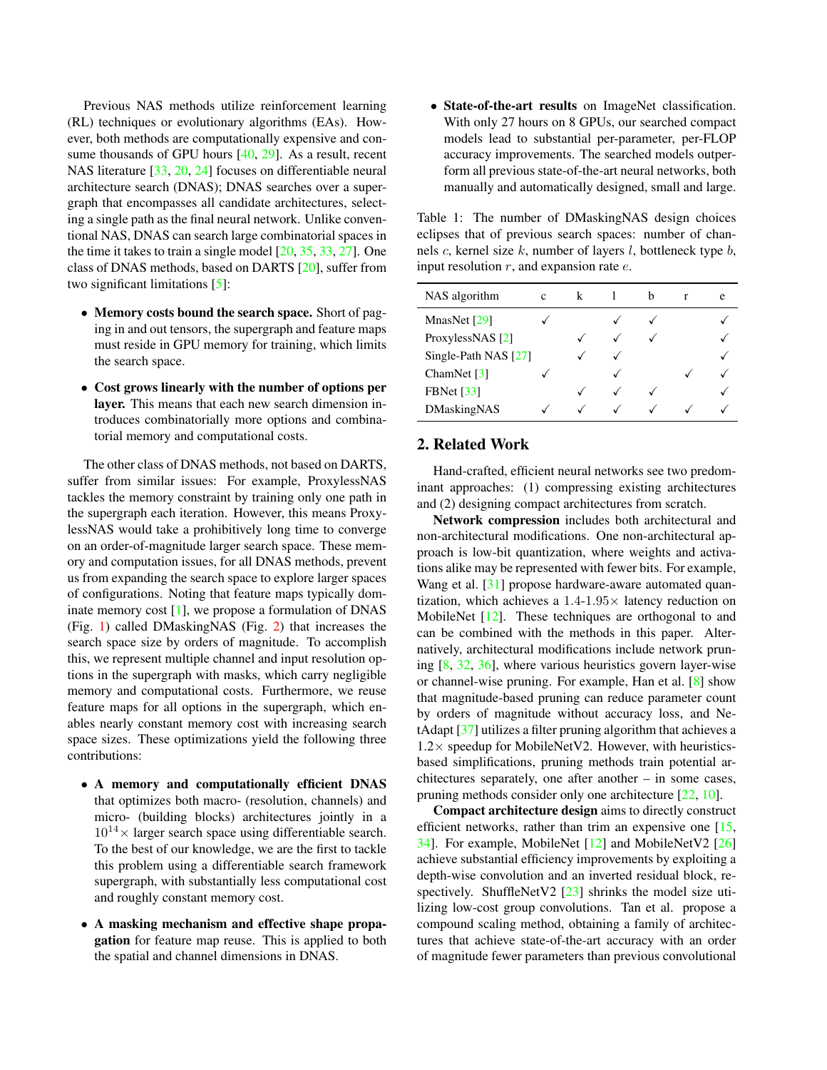Previous NAS methods utilize reinforcement learning (RL) techniques or evolutionary algorithms (EAs). However, both methods are computationally expensive and consume thousands of GPU hours [40, 29]. As a result, recent NAS literature [33, 20, 24] focuses on differentiable neural architecture search (DNAS); DNAS searches over a supergraph that encompasses all candidate architectures, selecting a single path as the final neural network. Unlike conventional NAS, DNAS can search large combinatorial spaces in the time it takes to train a single model [20, 35, 33, 27]. One class of DNAS methods, based on DARTS [20], suffer from two significant limitations [5]:

- **Memory costs bound the search space.** Short of paging in and out tensors, the supergraph and feature maps must reside in GPU memory for training, which limits the search space.
- **Cost grows linearly with the number of options per layer.** This means that each new search dimension introduces combinatorially more options and combinatorial memory and computational costs.

The other class of DNAS methods, not based on DARTS, suffer from similar issues: For example, ProxylessNAS tackles the memory constraint by training only one path in the supergraph each iteration. However, this means ProxylessNAS would take a prohibitively long time to converge on an order-of-magnitude larger search space. These memory and computation issues, for all DNAS methods, prevent us from expanding the search space to explore larger spaces of configurations. Noting that feature maps typically dominate memory cost [1], we propose a formulation of DNAS (Fig. 1) called DMaskingNAS (Fig. 2) that increases the search space size by orders of magnitude. To accomplish this, we represent multiple channel and input resolution options in the supergraph with masks, which carry negligible memory and computational costs. Furthermore, we reuse feature maps for all options in the supergraph, which enables nearly constant memory cost with increasing search space sizes. These optimizations yield the following three contributions:

- **A memory and computationally efficient DNAS** that optimizes both macro- (resolution, channels) and micro- (building blocks) architectures jointly in a $10^{14}\times$ larger search space using differentiable search. To the best of our knowledge, we are the first to tackle this problem using a differentiable search framework supergraph, with substantially less computational cost and roughly constant memory cost.
- **A masking mechanism and effective shape propagation** for feature map reuse. This is applied to both the spatial and channel dimensions in DNAS.
- **State-of-the-art results** on ImageNet classification. With only 27 hours on 8 GPUs, our searched compact models lead to substantial per-parameter, per-FLOP accuracy improvements. The searched models outperform all previous state-of-the-art neural networks, both manually and automatically designed, small and large.

Table 1: The number of DMaskingNAS design choices eclipses that of previous search spaces: number of channels $c$, kernel size $k$, number of layers $l$, bottleneck type $b$, input resolution $r$, and expansion rate $e$.

| NAS algorithm | c | k | l | b | r | e |
|---|---|---|---|---|---|---|
| MnasNet [29] | ✓ | | ✓ | ✓ | | ✓ |
| ProxylessNAS [2] | | ✓ | ✓ | ✓ | | ✓ |
| Single-Path NAS [27] | | ✓ | ✓ | | | ✓ |
| ChamNet [3] | ✓ | | ✓ | | ✓ | ✓ |
| FBNet [33] | | ✓ | ✓ | ✓ | | ✓ |
| DMaskingNAS | ✓ | ✓ | ✓ | ✓ | ✓ | ✓ |

## 2. Related Work

Hand-crafted, efficient neural networks see two predominant approaches: (1) compressing existing architectures and (2) designing compact architectures from scratch.

**Network compression** includes both architectural and non-architectural modifications. One non-architectural approach is low-bit quantization, where weights and activations alike may be represented with fewer bits. For example, Wang et al. [31] propose hardware-aware automated quantization, which achieves a 1.4-1.95$\times$ latency reduction on MobileNet [12]. These techniques are orthogonal to and can be combined with the methods in this paper. Alternatively, architectural modifications include network pruning [8, 32, 36], where various heuristics govern layer-wise or channel-wise pruning. For example, Han et al. [8] show that magnitude-based pruning can reduce parameter count by orders of magnitude without accuracy loss, and NetAdapt [37] utilizes a filter pruning algorithm that achieves a 1.2$\times$ speedup for MobileNetV2. However, with heuristics-based simplifications, pruning methods train potential architectures separately, one after another – in some cases, pruning methods consider only one architecture [22, 10].

**Compact architecture design** aims to directly construct efficient networks, rather than trim an expensive one [15, 34]. For example, MobileNet [12] and MobileNetV2 [26] achieve substantial efficiency improvements by exploiting a depth-wise convolution and an inverted residual block, respectively. ShuffleNetV2 [23] shrinks the model size utilizing low-cost group convolutions. Tan et al. propose a compound scaling method, obtaining a family of architectures that achieve state-of-the-art accuracy with an order of magnitude fewer parameters than previous convolutional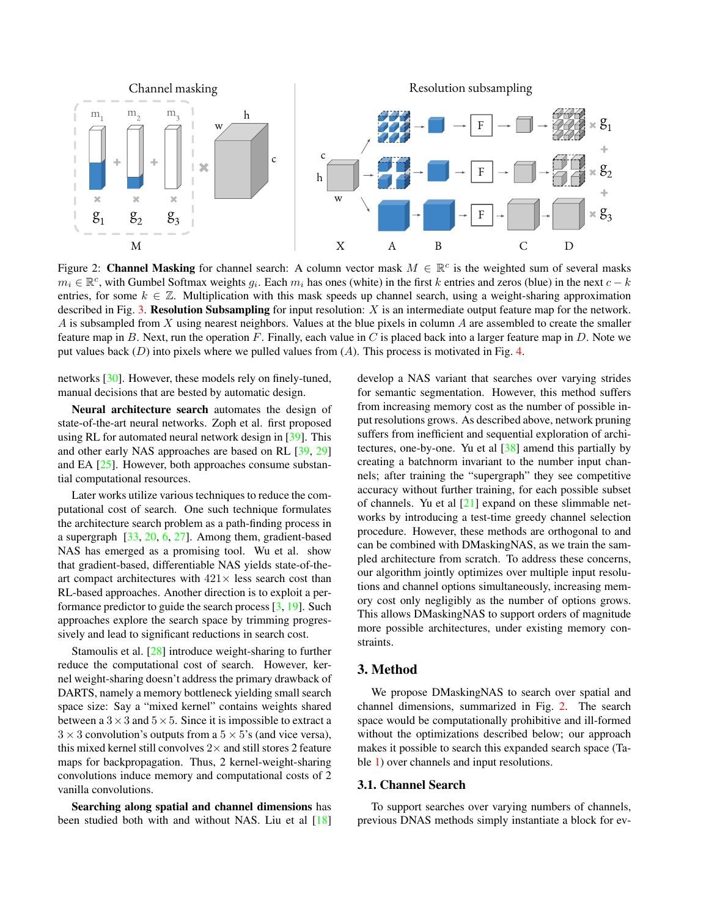Figure 2: **Channel Masking** for channel search: A column vector mask $M \in \mathbb{R}^c$ is the weighted sum of several masks $m_i \in \mathbb{R}^c$, with Gumbel Softmax weights $g_i$. Each $m_i$ has ones (white) in the first $k$ entries and zeros (blue) in the next $c-k$ entries, for some $k \in \mathbb{Z}$. Multiplication with this mask speeds up channel search, using a weight-sharing approximation described in Fig. 3. **Resolution Subsampling** for input resolution: $X$ is an intermediate output feature map for the network. $A$ is subsampled from $X$ using nearest neighbors. Values at the blue pixels in column $A$ are assembled to create the smaller feature map in $B$. Next, run the operation $F$. Finally, each value in $C$ is placed back into a larger feature map in $D$. Note we put values back ($D$) into pixels where we pulled values from ($A$). This process is motivated in Fig. 4.

networks [30]. However, these models rely on finely-tuned, manual decisions that are bested by automatic design.

**Neural architecture search** automates the design of state-of-the-art neural networks. Zoph et al. first proposed using RL for automated neural network design in [39]. This and other early NAS approaches are based on RL [39, 29] and EA [25]. However, both approaches consume substantial computational resources.

Later works utilize various techniques to reduce the computational cost of search. One such technique formulates the architecture search problem as a path-finding process in a supergraph [33, 20, 6, 27]. Among them, gradient-based NAS has emerged as a promising tool. Wu et al. show that gradient-based, differentiable NAS yields state-of-the-art compact architectures with $421\times$ less search cost than RL-based approaches. Another direction is to exploit a performance predictor to guide the search process [3, 19]. Such approaches explore the search space by trimming progressively and lead to significant reductions in search cost.

Stamoulis et al. [28] introduce weight-sharing to further reduce the computational cost of search. However, kernel weight-sharing doesn't address the primary drawback of DARTS, namely a memory bottleneck yielding small search space size: Say a "mixed kernel" contains weights shared between a $3\times3$ and $5\times5$. Since it is impossible to extract a $3\times3$ convolution's outputs from a $5\times5$'s (and vice versa), this mixed kernel still convolves $2\times$ and still stores 2 feature maps for backpropagation. Thus, 2 kernel-weight-sharing convolutions induce memory and computational costs of 2 vanilla convolutions.

**Searching along spatial and channel dimensions** has been studied both with and without NAS. Liu et al [18] develop a NAS variant that searches over varying strides for semantic segmentation. However, this method suffers from increasing memory cost as the number of possible input resolutions grows. As described above, network pruning suffers from inefficient and sequential exploration of architectures, one-by-one. Yu et al [38] amend this partially by creating a batchnorm invariant to the number input channels; after training the "supergraph" they see competitive accuracy without further training, for each possible subset of channels. Yu et al [21] expand on these slimmable networks by introducing a test-time greedy channel selection procedure. However, these methods are orthogonal to and can be combined with DMaskingNAS, as we train the sampled architecture from scratch. To address these concerns, our algorithm jointly optimizes over multiple input resolutions and channel options simultaneously, increasing memory cost only negligibly as the number of options grows. This allows DMaskingNAS to support orders of magnitude more possible architectures, under existing memory constraints.

## 3. Method

We propose DMaskingNAS to search over spatial and channel dimensions, summarized in Fig. 2. The search space would be computationally prohibitive and ill-formed without the optimizations described below; our approach makes it possible to search this expanded search space (Table 1) over channels and input resolutions.

### 3.1. Channel Search

To support searches over varying numbers of channels, previous DNAS methods simply instantiate a block for ev-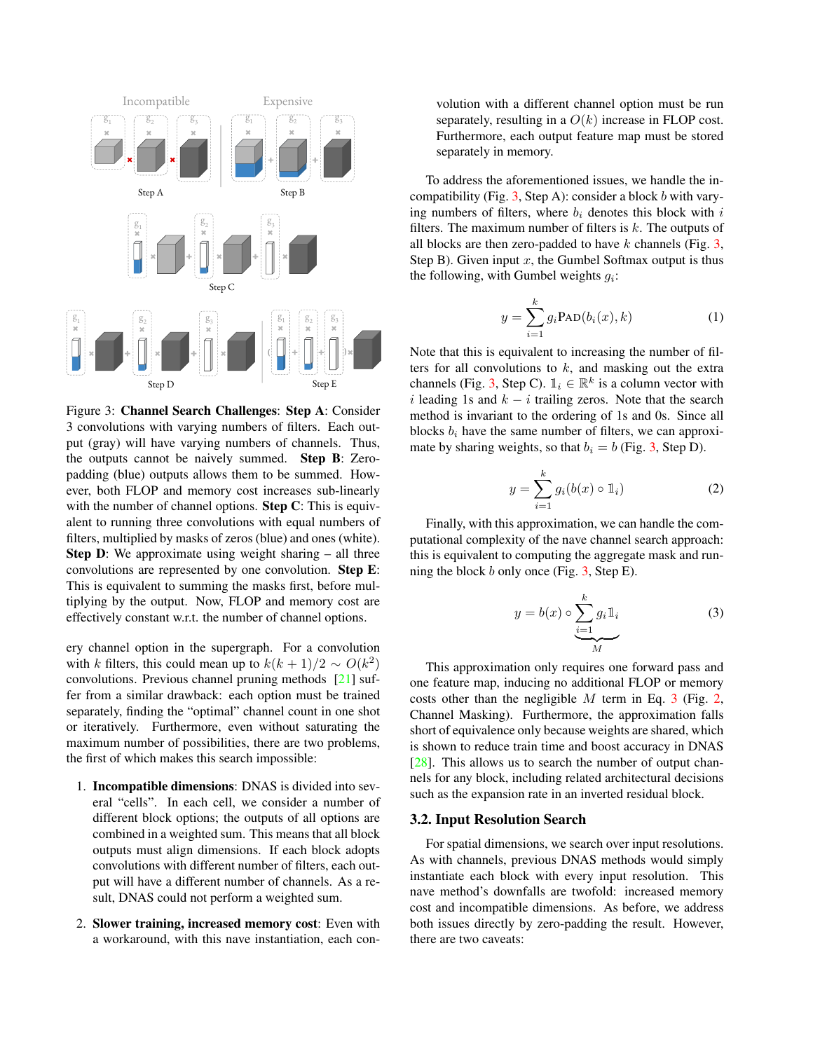Figure 3: **Channel Search Challenges**: **Step A**: Consider 3 convolutions with varying numbers of filters. Each output (gray) will have varying numbers of channels. Thus, the outputs cannot be naively summed. **Step B**: Zero-padding (blue) outputs allows them to be summed. However, both FLOP and memory cost increases sub-linearly with the number of channel options. **Step C**: This is equivalent to running three convolutions with equal numbers of filters, multiplied by masks of zeros (blue) and ones (white). **Step D**: We approximate using weight sharing – all three convolutions are represented by one convolution. **Step E**: This is equivalent to summing the masks first, before multiplying by the output. Now, FLOP and memory cost are effectively constant w.r.t. the number of channel options.

ery channel option in the supergraph. For a convolution with $k$ filters, this could mean up to $k(k+1)/2 \sim O(k^2)$ convolutions. Previous channel pruning methods [21] suffer from a similar drawback: each option must be trained separately, finding the "optimal" channel count in one shot or iteratively. Furthermore, even without saturating the maximum number of possibilities, there are two problems, the first of which makes this search impossible:

1. **Incompatible dimensions**: DNAS is divided into several "cells". In each cell, we consider a number of different block options; the outputs of all options are combined in a weighted sum. This means that all block outputs must align dimensions. If each block adopts convolutions with different number of filters, each output will have a different number of channels. As a result, DNAS could not perform a weighted sum.

2. **Slower training, increased memory cost**: Even with a workaround, with this nave instantiation, each convolution with a different channel option must be run separately, resulting in a $O(k)$ increase in FLOP cost. Furthermore, each output feature map must be stored separately in memory.

To address the aforementioned issues, we handle the incompatibility (Fig. 3, Step A): consider a block $b$ with varying numbers of filters, where $b_i$ denotes this block with $i$ filters. The maximum number of filters is $k$. The outputs of all blocks are then zero-padded to have $k$ channels (Fig. 3, Step B). Given input $x$, the Gumbel Softmax output is thus the following, with Gumbel weights $g_i$:

$$y = \sum_{i=1}^{k} g_i \text{PAD}(b_i(x), k) \tag{1}$$

Note that this is equivalent to increasing the number of filters for all convolutions to $k$, and masking out the extra channels (Fig. 3, Step C). $\mathbb{1}_i \in \mathbb{R}^k$ is a column vector with $i$ leading 1s and $k-i$ trailing zeros. Note that the search method is invariant to the ordering of 1s and 0s. Since all blocks $b_i$ have the same number of filters, we can approximate by sharing weights, so that $b_i = b$ (Fig. 3, Step D).

$$y = \sum_{i=1}^{k} g_i (b(x) \circ \mathbb{1}_i) \tag{2}$$

Finally, with this approximation, we can handle the computational complexity of the nave channel search approach: this is equivalent to computing the aggregate mask and running the block $b$ only once (Fig. 3, Step E).

$$y = b(x) \circ \underbrace{\sum_{i=1}^{k} g_i \mathbb{1}_i}_{M} \tag{3}$$

This approximation only requires one forward pass and one feature map, inducing no additional FLOP or memory costs other than the negligible $M$ term in Eq. 3 (Fig. 2, Channel Masking). Furthermore, the approximation falls short of equivalence only because weights are shared, which is shown to reduce train time and boost accuracy in DNAS [28]. This allows us to search the number of output channels for any block, including related architectural decisions such as the expansion rate in an inverted residual block.

### 3.2. Input Resolution Search

For spatial dimensions, we search over input resolutions. As with channels, previous DNAS methods would simply instantiate each block with every input resolution. This nave method's downfalls are twofold: increased memory cost and incompatible dimensions. As before, we address both issues directly by zero-padding the result. However, there are two caveats: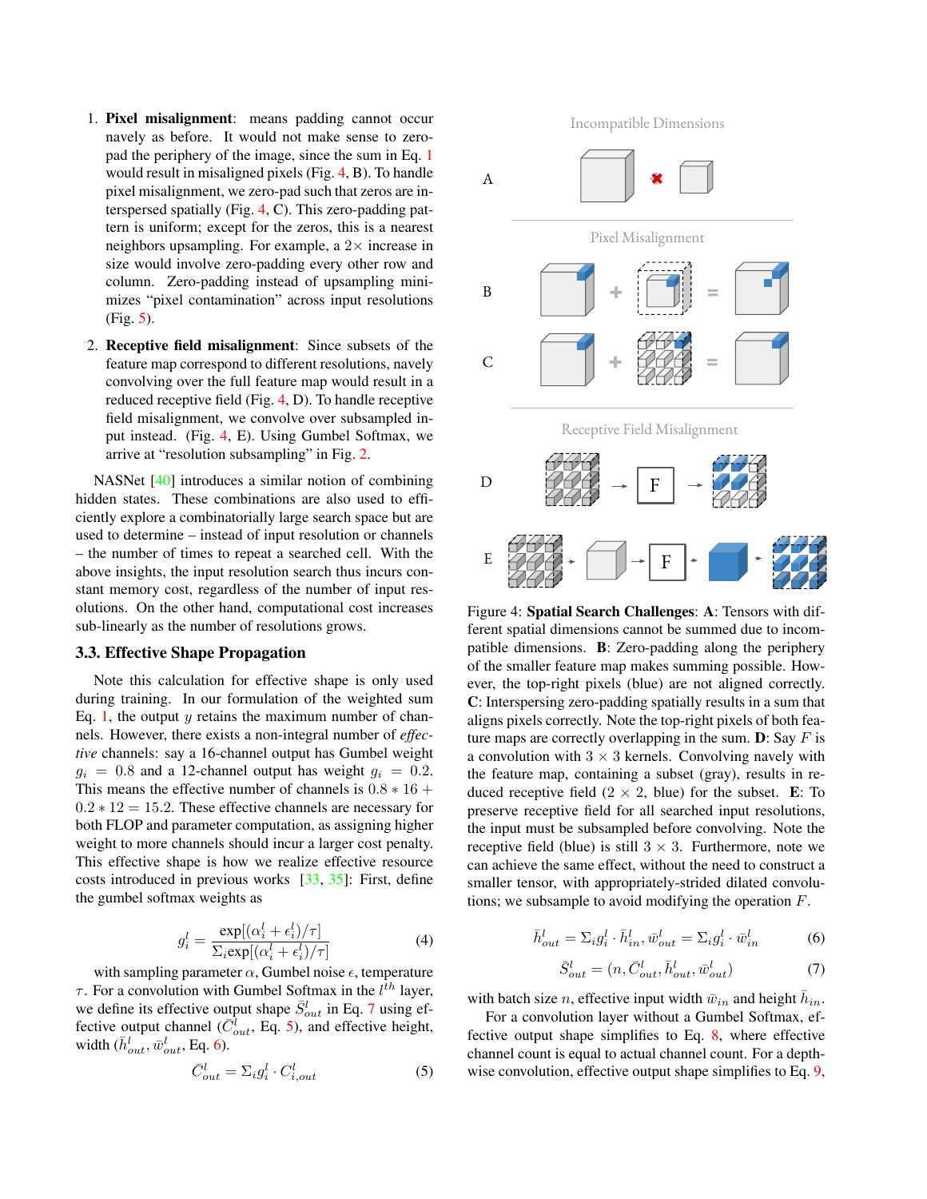1. **Pixel misalignment**: means padding cannot occur navely as before. It would not make sense to zero-pad the periphery of the image, since the sum in Eq. 1 would result in misaligned pixels (Fig. 4, B). To handle pixel misalignment, we zero-pad such that zeros are interspersed spatially (Fig. 4, C). This zero-padding pattern is uniform; except for the zeros, this is a nearest neighbors upsampling. For example, a $2\times$ increase in size would involve zero-padding every other row and column. Zero-padding instead of upsampling minimizes "pixel contamination" across input resolutions (Fig. 5).

2. **Receptive field misalignment**: Since subsets of the feature map correspond to different resolutions, navely convolving over the full feature map would result in a reduced receptive field (Fig. 4, D). To handle receptive field misalignment, we convolve over subsampled input instead. (Fig. 4, E). Using Gumbel Softmax, we arrive at "resolution subsampling" in Fig. 2.

NASNet [40] introduces a similar notion of combining hidden states. These combinations are also used to efficiently explore a combinatorially large search space but are used to determine – instead of input resolution or channels – the number of times to repeat a searched cell. With the above insights, the input resolution search thus incurs constant memory cost, regardless of the number of input resolutions. On the other hand, computational cost increases sub-linearly as the number of resolutions grows.

### 3.3. Effective Shape Propagation

Note this calculation for effective shape is only used during training. In our formulation of the weighted sum Eq. 1, the output $y$ retains the maximum number of channels. However, there exists a non-integral number of *effective* channels: say a 16-channel output has Gumbel weight $g_i = 0.8$ and a 12-channel output has weight $g_i = 0.2$. This means the effective number of channels is $0.8 * 16 + 0.2 * 12 = 15.2$. These effective channels are necessary for both FLOP and parameter computation, as assigning higher weight to more channels should incur a larger cost penalty. This effective shape is how we realize effective resource costs introduced in previous works [33, 35]: First, define the gumbel softmax weights as

$$g_i^l = \frac{\exp[(\alpha_i^l + \epsilon_i^l)/\tau]}{\Sigma_i \exp[(\alpha_i^l + \epsilon_i^l)/\tau]} \tag{4}$$

with sampling parameter $\alpha$, Gumbel noise $\epsilon$, temperature $\tau$. For a convolution with Gumbel Softmax in the $l^{th}$ layer, we define its effective output shape $\bar{S}_{out}^l$ in Eq. 7 using effective output channel ($\bar{C}_{out}^l$, Eq. 5), and effective height, width ($\bar{h}_{out}^l, \bar{w}_{out}^l$, Eq. 6).

$$\bar{C}_{out}^l = \Sigma_i g_i^l \cdot C_{i,out}^l \tag{5}$$

Incompatible Dimensions

Pixel Misalignment

Receptive Field Misalignment

Figure 4: **Spatial Search Challenges**: **A**: Tensors with different spatial dimensions cannot be summed due to incompatible dimensions. **B**: Zero-padding along the periphery of the smaller feature map makes summing possible. However, the top-right pixels (blue) are not aligned correctly. **C**: Interspersing zero-padding spatially results in a sum that aligns pixels correctly. Note the top-right pixels of both feature maps are correctly overlapping in the sum. **D**: Say $F$ is a convolution with $3 \times 3$ kernels. Convolving navely with the feature map, containing a subset (gray), results in reduced receptive field ($2 \times 2$, blue) for the subset. **E**: To preserve receptive field for all searched input resolutions, the input must be subsampled before convolving. Note the receptive field (blue) is still $3 \times 3$. Furthermore, note we can achieve the same effect, without the need to construct a smaller tensor, with appropriately-strided dilated convolutions; we subsample to avoid modifying the operation $F$.

$$\bar{h}_{out}^l = \Sigma_i g_i^l \cdot \bar{h}_{in}^l, \bar{w}_{out}^l = \Sigma_i g_i^l \cdot \bar{w}_{in}^l \tag{6}$$

$$\bar{S}_{out}^l = (n, \bar{C}_{out}^l, \bar{h}_{out}^l, \bar{w}_{out}^l) \tag{7}$$

with batch size $n$, effective input width $\bar{w}_{in}$ and height $\bar{h}_{in}$.

For a convolution layer without a Gumbel Softmax, effective output shape simplifies to Eq. 8, where effective channel count is equal to actual channel count. For a depthwise convolution, effective output shape simplifies to Eq. 9,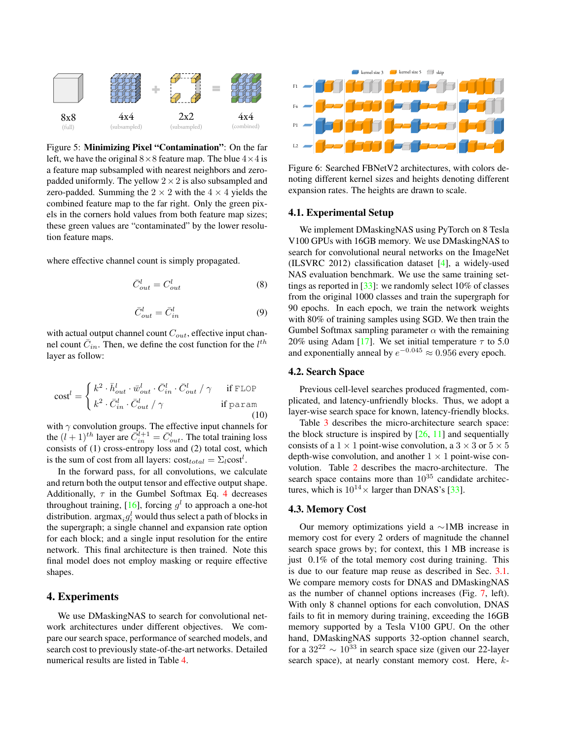Figure 5: **Minimizing Pixel "Contamination"**: On the far left, we have the original $8 \times 8$ feature map. The blue $4 \times 4$ is a feature map subsampled with nearest neighbors and zero-padded uniformly. The yellow $2 \times 2$ is also subsampled and zero-padded. Summing the $2 \times 2$ with the $4 \times 4$ yields the combined feature map to the far right. Only the green pixels in the corners hold values from both feature map sizes; these green values are "contaminated" by the lower resolution feature maps.

where effective channel count is simply propagated.

$$\bar{C}^l_{out} = C^l_{out} \tag{8}$$

$$\bar{C}^l_{out} = \bar{C}^l_{in} \tag{9}$$

with actual output channel count $C_{out}$, effective input channel count $\bar{C}_{in}$. Then, we define the cost function for the $l^{th}$ layer as follow:

$$\text{cost}^l = \begin{cases} k^2 \cdot \bar{h}^l_{out} \cdot \bar{w}^l_{out} \cdot \bar{C}^l_{in} \cdot \bar{C}^l_{out} \;/\; \gamma & \text{if } \texttt{FLOP} \\ k^2 \cdot \bar{C}^l_{in} \cdot \bar{C}^l_{out} \;/\; \gamma & \text{if } \texttt{param} \end{cases} \tag{10}$$

with $\gamma$ convolution groups. The effective input channels for the $(l+1)^{th}$ layer are $\bar{C}^{l+1}_{in} = \bar{C}^l_{out}$. The total training loss consists of (1) cross-entropy loss and (2) total cost, which is the sum of cost from all layers: $\text{cost}_{total} = \Sigma_l \text{cost}^l$.

In the forward pass, for all convolutions, we calculate and return both the output tensor and effective output shape. Additionally, $\tau$ in the Gumbel Softmax Eq. 4 decreases throughout training, [16], forcing $g^l$ to approach a one-hot distribution. $\text{argmax}_i g^l_i$ would thus select a path of blocks in the supergraph; a single channel and expansion rate option for each block; and a single input resolution for the entire network. This final architecture is then trained. Note this final model does not employ masking or require effective shapes.

# 4. Experiments

We use DMaskingNAS to search for convolutional network architectures under different objectives. We compare our search space, performance of searched models, and search cost to previously state-of-the-art networks. Detailed numerical results are listed in Table 4.

Figure 6: Searched FBNetV2 architectures, with colors denoting different kernel sizes and heights denoting different expansion rates. The heights are drawn to scale.

## 4.1. Experimental Setup

We implement DMaskingNAS using PyTorch on 8 Tesla V100 GPUs with 16GB memory. We use DMaskingNAS to search for convolutional neural networks on the ImageNet (ILSVRC 2012) classification dataset [4], a widely-used NAS evaluation benchmark. We use the same training settings as reported in [33]: we randomly select 10% of classes from the original 1000 classes and train the supergraph for 90 epochs. In each epoch, we train the network weights with 80% of training samples using SGD. We then train the Gumbel Softmax sampling parameter $\alpha$ with the remaining 20% using Adam [17]. We set initial temperature $\tau$ to 5.0 and exponentially anneal by $e^{-0.045} \approx 0.956$ every epoch.

## 4.2. Search Space

Previous cell-level searches produced fragmented, complicated, and latency-unfriendly blocks. Thus, we adopt a layer-wise search space for known, latency-friendly blocks.

Table 3 describes the micro-architecture search space: the block structure is inspired by [26, 11] and sequentially consists of a $1 \times 1$ point-wise convolution, a $3 \times 3$ or $5 \times 5$ depth-wise convolution, and another $1 \times 1$ point-wise convolution. Table 2 describes the macro-architecture. The search space contains more than $10^{35}$ candidate architectures, which is $10^{14} \times$ larger than DNAS's [33].

## 4.3. Memory Cost

Our memory optimizations yield a $\sim$1MB increase in memory cost for every 2 orders of magnitude the channel search space grows by; for context, this 1 MB increase is just 0.1% of the total memory cost during training. This is due to our feature map reuse as described in Sec. 3.1. We compare memory costs for DNAS and DMaskingNAS as the number of channel options increases (Fig. 7, left). With only 8 channel options for each convolution, DNAS fails to fit in memory during training, exceeding the 16GB memory supported by a Tesla V100 GPU. On the other hand, DMaskingNAS supports 32-option channel search, for a $32^{22} \sim 10^{33}$ in search space size (given our 22-layer search space), at nearly constant memory cost. Here, $k$-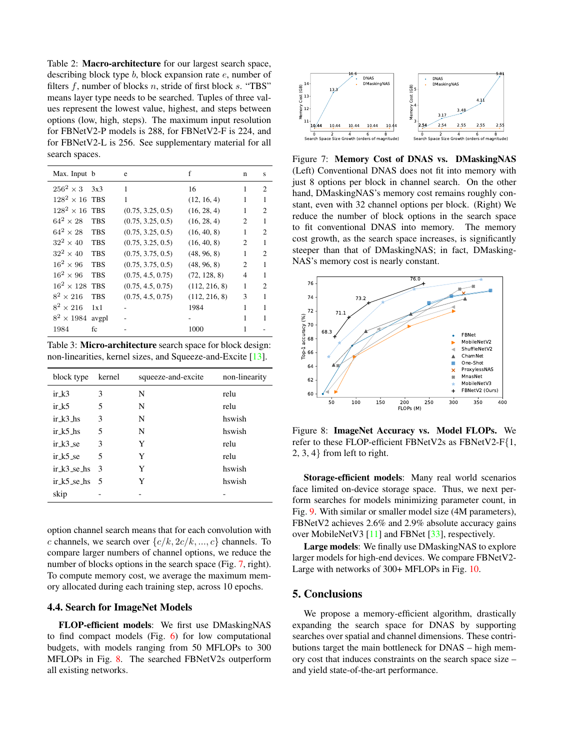Table 2: **Macro-architecture** for our largest search space, describing block type $b$, block expansion rate $e$, number of filters $f$, number of blocks $n$, stride of first block $s$. "TBS" means layer type needs to be searched. Tuples of three values represent the lowest value, highest, and steps between options (low, high, steps). The maximum input resolution for FBNetV2-P models is 288, for FBNetV2-F is 224, and for FBNetV2-L is 256. See supplementary material for all search spaces.

| Max. Input | b | e | f | n | s |
|---|---|---|---|---|---|
| $256^2 \times 3$ | 3x3 | 1 | 16 | 1 | 2 |
| $128^2 \times 16$ | TBS | 1 | (12, 16, 4) | 1 | 1 |
| $128^2 \times 16$ | TBS | (0.75, 3.25, 0.5) | (16, 28, 4) | 1 | 2 |
| $64^2 \times 28$ | TBS | (0.75, 3.25, 0.5) | (16, 28, 4) | 2 | 1 |
| $64^2 \times 28$ | TBS | (0.75, 3.25, 0.5) | (16, 40, 8) | 1 | 2 |
| $32^2 \times 40$ | TBS | (0.75, 3.25, 0.5) | (16, 40, 8) | 2 | 1 |
| $32^2 \times 40$ | TBS | (0.75, 3.75, 0.5) | (48, 96, 8) | 1 | 2 |
| $16^2 \times 96$ | TBS | (0.75, 3.75, 0.5) | (48, 96, 8) | 2 | 1 |
| $16^2 \times 96$ | TBS | (0.75, 4.5, 0.75) | (72, 128, 8) | 4 | 1 |
| $16^2 \times 128$ | TBS | (0.75, 4.5, 0.75) | (112, 216, 8) | 1 | 2 |
| $8^2 \times 216$ | TBS | (0.75, 4.5, 0.75) | (112, 216, 8) | 3 | 1 |
| $8^2 \times 216$ | 1x1 | - | 1984 | 1 | 1 |
| $8^2 \times 1984$ | avgpl | - | - | 1 | 1 |
| 1984 | fc | - | 1000 | 1 | - |

Table 3: **Micro-architecture** search space for block design: non-linearities, kernel sizes, and Squeeze-and-Excite [13].

| block type | kernel | squeeze-and-excite | non-linearity |
|---|---|---|---|
| ir_k3 | 3 | N | relu |
| ir_k5 | 5 | N | relu |
| ir_k3_hs | 3 | N | hswish |
| ir_k5_hs | 5 | N | hswish |
| ir_k3_se | 3 | Y | relu |
| ir_k5_se | 5 | Y | relu |
| ir_k3_se_hs | 3 | Y | hswish |
| ir_k5_se_hs | 5 | Y | hswish |
| skip | - | - | - |

option channel search means that for each convolution with $c$ channels, we search over $\{c/k, 2c/k, ..., c\}$ channels. To compare larger numbers of channel options, we reduce the number of blocks options in the search space (Fig. 7, right). To compute memory cost, we average the maximum memory allocated during each training step, across 10 epochs.

### 4.4. Search for ImageNet Models

**FLOP-efficient models**: We first use DMaskingNAS to find compact models (Fig. 6) for low computational budgets, with models ranging from 50 MFLOPs to 300 MFLOPs in Fig. 8. The searched FBNetV2s outperform all existing networks.

Figure 7: **Memory Cost of DNAS vs. DMaskingNAS** (Left) Conventional DNAS does not fit into memory with just 8 options per block in channel search. On the other hand, DMaskingNAS's memory cost remains roughly constant, even with 32 channel options per block. (Right) We reduce the number of block options in the search space to fit conventional DNAS into memory. The memory cost growth, as the search space increases, is significantly steeper than that of DMaskingNAS; in fact, DMaskingNAS's memory cost is nearly constant.

Figure 8: **ImageNet Accuracy vs. Model FLOPs.** We refer to these FLOP-efficient FBNetV2s as FBNetV2-F{1, 2, 3, 4} from left to right.

**Storage-efficient models**: Many real world scenarios face limited on-device storage space. Thus, we next perform searches for models minimizing parameter count, in Fig. 9. With similar or smaller model size (4M parameters), FBNetV2 achieves 2.6% and 2.9% absolute accuracy gains over MobileNetV3 [11] and FBNet [33], respectively.

**Large models**: We finally use DMaskingNAS to explore larger models for high-end devices. We compare FBNetV2-Large with networks of 300+ MFLOPs in Fig. 10.

## 5. Conclusions

We propose a memory-efficient algorithm, drastically expanding the search space for DNAS by supporting searches over spatial and channel dimensions. These contributions target the main bottleneck for DNAS – high memory cost that induces constraints on the search space size – and yield state-of-the-art performance.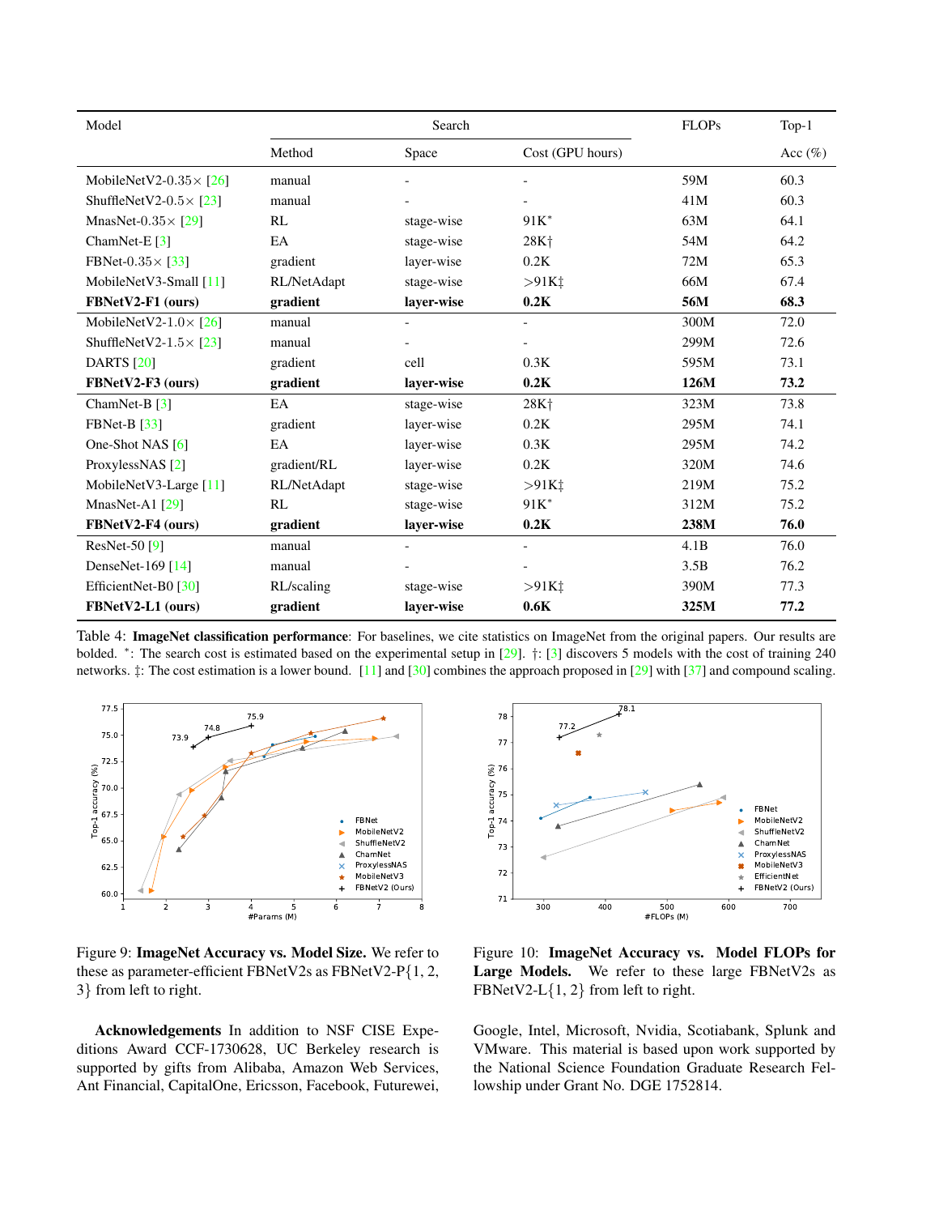| Model | Search | | | FLOPs | Top-1 |
|---|---|---|---|---|---|
| | Method | Space | Cost (GPU hours) | | Acc (%) |
| MobileNetV2-0.35× [26] | manual | - | - | 59M | 60.3 |
| ShuffleNetV2-0.5× [23] | manual | - | - | 41M | 60.3 |
| MnasNet-0.35× [29] | RL | stage-wise | 91K* | 63M | 64.1 |
| ChamNet-E [3] | EA | stage-wise | 28K† | 54M | 64.2 |
| FBNet-0.35× [33] | gradient | layer-wise | 0.2K | 72M | 65.3 |
| MobileNetV3-Small [11] | RL/NetAdapt | stage-wise | >91K‡ | 66M | 67.4 |
| **FBNetV2-F1 (ours)** | **gradient** | **layer-wise** | **0.2K** | **56M** | **68.3** |
| MobileNetV2-1.0× [26] | manual | - | - | 300M | 72.0 |
| ShuffleNetV2-1.5× [23] | manual | - | - | 299M | 72.6 |
| DARTS [20] | gradient | cell | 0.3K | 595M | 73.1 |
| **FBNetV2-F3 (ours)** | **gradient** | **layer-wise** | **0.2K** | **126M** | **73.2** |
| ChamNet-B [3] | EA | stage-wise | 28K† | 323M | 73.8 |
| FBNet-B [33] | gradient | layer-wise | 0.2K | 295M | 74.1 |
| One-Shot NAS [6] | EA | layer-wise | 0.3K | 295M | 74.2 |
| ProxylessNAS [2] | gradient/RL | layer-wise | 0.2K | 320M | 74.6 |
| MobileNetV3-Large [11] | RL/NetAdapt | stage-wise | >91K‡ | 219M | 75.2 |
| MnasNet-A1 [29] | RL | stage-wise | 91K* | 312M | 75.2 |
| **FBNetV2-F4 (ours)** | **gradient** | **layer-wise** | **0.2K** | **238M** | **76.0** |
| ResNet-50 [9] | manual | - | - | 4.1B | 76.0 |
| DenseNet-169 [14] | manual | - | - | 3.5B | 76.2 |
| EfficientNet-B0 [30] | RL/scaling | stage-wise | >91K‡ | 390M | 77.3 |
| **FBNetV2-L1 (ours)** | **gradient** | **layer-wise** | **0.6K** | **325M** | **77.2** |

Table 4: **ImageNet classification performance**: For baselines, we cite statistics on ImageNet from the original papers. Our results are bolded. *: The search cost is estimated based on the experimental setup in [29]. †: [3] discovers 5 models with the cost of training 240 networks. ‡: The cost estimation is a lower bound. [11] and [30] combines the approach proposed in [29] with [37] and compound scaling.

Figure 9: **ImageNet Accuracy vs. Model Size.** We refer to these as parameter-efficient FBNetV2s as FBNetV2-P{1, 2, 3} from left to right.

Figure 10: **ImageNet Accuracy vs. Model FLOPs for Large Models.** We refer to these large FBNetV2s as FBNetV2-L{1, 2} from left to right.

**Acknowledgements** In addition to NSF CISE Expeditions Award CCF-1730628, UC Berkeley research is supported by gifts from Alibaba, Amazon Web Services, Ant Financial, CapitalOne, Ericsson, Facebook, Futurewei, Google, Intel, Microsoft, Nvidia, Scotiabank, Splunk and VMware. This material is based upon work supported by the National Science Foundation Graduate Research Fellowship under Grant No. DGE 1752814.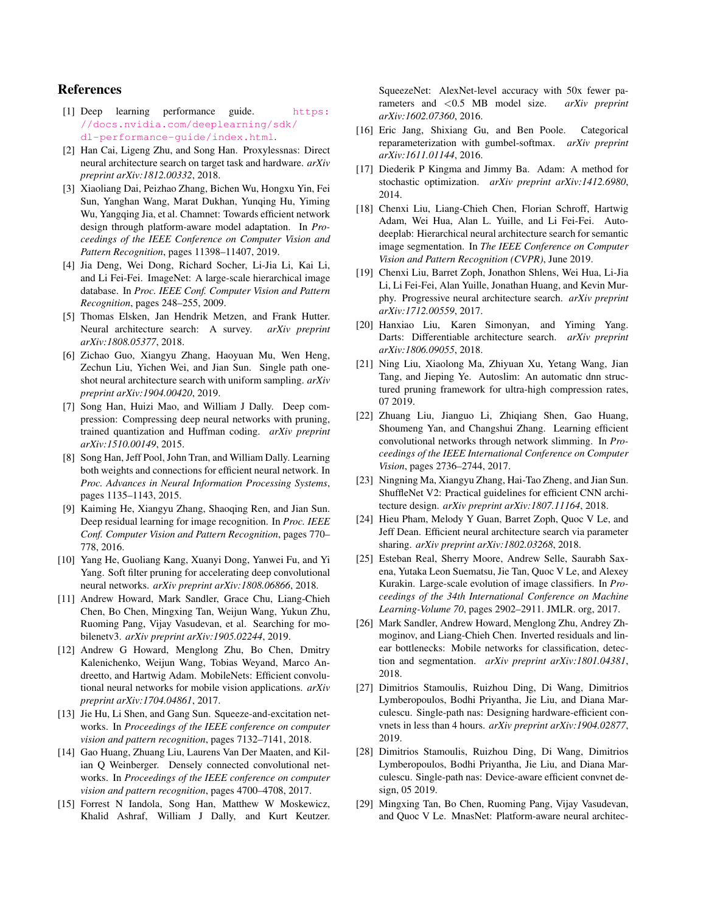## References

[1] Deep learning performance guide. https://docs.nvidia.com/deeplearning/sdk/dl-performance-guide/index.html.

[2] Han Cai, Ligeng Zhu, and Song Han. Proxylessnas: Direct neural architecture search on target task and hardware. *arXiv preprint arXiv:1812.00332*, 2018.

[3] Xiaoliang Dai, Peizhao Zhang, Bichen Wu, Hongxu Yin, Fei Sun, Yanghan Wang, Marat Dukhan, Yunqing Hu, Yiming Wu, Yangqing Jia, et al. Chamnet: Towards efficient network design through platform-aware model adaptation. In *Proceedings of the IEEE Conference on Computer Vision and Pattern Recognition*, pages 11398–11407, 2019.

[4] Jia Deng, Wei Dong, Richard Socher, Li-Jia Li, Kai Li, and Li Fei-Fei. ImageNet: A large-scale hierarchical image database. In *Proc. IEEE Conf. Computer Vision and Pattern Recognition*, pages 248–255, 2009.

[5] Thomas Elsken, Jan Hendrik Metzen, and Frank Hutter. Neural architecture search: A survey. *arXiv preprint arXiv:1808.05377*, 2018.

[6] Zichao Guo, Xiangyu Zhang, Haoyuan Mu, Wen Heng, Zechun Liu, Yichen Wei, and Jian Sun. Single path one-shot neural architecture search with uniform sampling. *arXiv preprint arXiv:1904.00420*, 2019.

[7] Song Han, Huizi Mao, and William J Dally. Deep compression: Compressing deep neural networks with pruning, trained quantization and Huffman coding. *arXiv preprint arXiv:1510.00149*, 2015.

[8] Song Han, Jeff Pool, John Tran, and William Dally. Learning both weights and connections for efficient neural network. In *Proc. Advances in Neural Information Processing Systems*, pages 1135–1143, 2015.

[9] Kaiming He, Xiangyu Zhang, Shaoqing Ren, and Jian Sun. Deep residual learning for image recognition. In *Proc. IEEE Conf. Computer Vision and Pattern Recognition*, pages 770–778, 2016.

[10] Yang He, Guoliang Kang, Xuanyi Dong, Yanwei Fu, and Yi Yang. Soft filter pruning for accelerating deep convolutional neural networks. *arXiv preprint arXiv:1808.06866*, 2018.

[11] Andrew Howard, Mark Sandler, Grace Chu, Liang-Chieh Chen, Bo Chen, Mingxing Tan, Weijun Wang, Yukun Zhu, Ruoming Pang, Vijay Vasudevan, et al. Searching for mobilenetv3. *arXiv preprint arXiv:1905.02244*, 2019.

[12] Andrew G Howard, Menglong Zhu, Bo Chen, Dmitry Kalenichenko, Weijun Wang, Tobias Weyand, Marco Andreetto, and Hartwig Adam. MobileNets: Efficient convolutional neural networks for mobile vision applications. *arXiv preprint arXiv:1704.04861*, 2017.

[13] Jie Hu, Li Shen, and Gang Sun. Squeeze-and-excitation networks. In *Proceedings of the IEEE conference on computer vision and pattern recognition*, pages 7132–7141, 2018.

[14] Gao Huang, Zhuang Liu, Laurens Van Der Maaten, and Kilian Q Weinberger. Densely connected convolutional networks. In *Proceedings of the IEEE conference on computer vision and pattern recognition*, pages 4700–4708, 2017.

[15] Forrest N Iandola, Song Han, Matthew W Moskewicz, Khalid Ashraf, William J Dally, and Kurt Keutzer. SqueezeNet: AlexNet-level accuracy with 50x fewer parameters and <0.5 MB model size. *arXiv preprint arXiv:1602.07360*, 2016.

[16] Eric Jang, Shixiang Gu, and Ben Poole. Categorical reparameterization with gumbel-softmax. *arXiv preprint arXiv:1611.01144*, 2016.

[17] Diederik P Kingma and Jimmy Ba. Adam: A method for stochastic optimization. *arXiv preprint arXiv:1412.6980*, 2014.

[18] Chenxi Liu, Liang-Chieh Chen, Florian Schroff, Hartwig Adam, Wei Hua, Alan L. Yuille, and Li Fei-Fei. Auto-deeplab: Hierarchical neural architecture search for semantic image segmentation. In *The IEEE Conference on Computer Vision and Pattern Recognition (CVPR)*, June 2019.

[19] Chenxi Liu, Barret Zoph, Jonathon Shlens, Wei Hua, Li-Jia Li, Li Fei-Fei, Alan Yuille, Jonathan Huang, and Kevin Murphy. Progressive neural architecture search. *arXiv preprint arXiv:1712.00559*, 2017.

[20] Hanxiao Liu, Karen Simonyan, and Yiming Yang. Darts: Differentiable architecture search. *arXiv preprint arXiv:1806.09055*, 2018.

[21] Ning Liu, Xiaolong Ma, Zhiyuan Xu, Yetang Wang, Jian Tang, and Jieping Ye. Autoslim: An automatic dnn structured pruning framework for ultra-high compression rates, 07 2019.

[22] Zhuang Liu, Jianguo Li, Zhiqiang Shen, Gao Huang, Shoumeng Yan, and Changshui Zhang. Learning efficient convolutional networks through network slimming. In *Proceedings of the IEEE International Conference on Computer Vision*, pages 2736–2744, 2017.

[23] Ningning Ma, Xiangyu Zhang, Hai-Tao Zheng, and Jian Sun. ShuffleNet V2: Practical guidelines for efficient CNN architecture design. *arXiv preprint arXiv:1807.11164*, 2018.

[24] Hieu Pham, Melody Y Guan, Barret Zoph, Quoc V Le, and Jeff Dean. Efficient neural architecture search via parameter sharing. *arXiv preprint arXiv:1802.03268*, 2018.

[25] Esteban Real, Sherry Moore, Andrew Selle, Saurabh Saxena, Yutaka Leon Suematsu, Jie Tan, Quoc V Le, and Alexey Kurakin. Large-scale evolution of image classifiers. In *Proceedings of the 34th International Conference on Machine Learning-Volume 70*, pages 2902–2911. JMLR. org, 2017.

[26] Mark Sandler, Andrew Howard, Menglong Zhu, Andrey Zhmoginov, and Liang-Chieh Chen. Inverted residuals and linear bottlenecks: Mobile networks for classification, detection and segmentation. *arXiv preprint arXiv:1801.04381*, 2018.

[27] Dimitrios Stamoulis, Ruizhou Ding, Di Wang, Dimitrios Lymberopoulos, Bodhi Priyantha, Jie Liu, and Diana Marculescu. Single-path nas: Designing hardware-efficient convnets in less than 4 hours. *arXiv preprint arXiv:1904.02877*, 2019.

[28] Dimitrios Stamoulis, Ruizhou Ding, Di Wang, Dimitrios Lymberopoulos, Bodhi Priyantha, Jie Liu, and Diana Marculescu. Single-path nas: Device-aware efficient convnet design, 05 2019.

[29] Mingxing Tan, Bo Chen, Ruoming Pang, Vijay Vasudevan, and Quoc V Le. MnasNet: Platform-aware neural architec-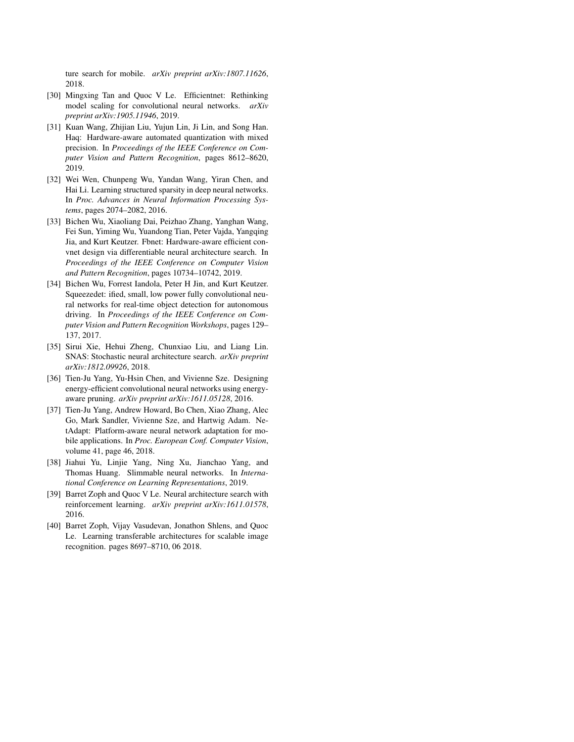ture search for mobile. *arXiv preprint arXiv:1807.11626*, 2018.

[30] Mingxing Tan and Quoc V Le. Efficientnet: Rethinking model scaling for convolutional neural networks. *arXiv preprint arXiv:1905.11946*, 2019.

[31] Kuan Wang, Zhijian Liu, Yujun Lin, Ji Lin, and Song Han. Haq: Hardware-aware automated quantization with mixed precision. In *Proceedings of the IEEE Conference on Computer Vision and Pattern Recognition*, pages 8612–8620, 2019.

[32] Wei Wen, Chunpeng Wu, Yandan Wang, Yiran Chen, and Hai Li. Learning structured sparsity in deep neural networks. In *Proc. Advances in Neural Information Processing Systems*, pages 2074–2082, 2016.

[33] Bichen Wu, Xiaoliang Dai, Peizhao Zhang, Yanghan Wang, Fei Sun, Yiming Wu, Yuandong Tian, Peter Vajda, Yangqing Jia, and Kurt Keutzer. Fbnet: Hardware-aware efficient convnet design via differentiable neural architecture search. In *Proceedings of the IEEE Conference on Computer Vision and Pattern Recognition*, pages 10734–10742, 2019.

[34] Bichen Wu, Forrest Iandola, Peter H Jin, and Kurt Keutzer. Squeezedet: ified, small, low power fully convolutional neural networks for real-time object detection for autonomous driving. In *Proceedings of the IEEE Conference on Computer Vision and Pattern Recognition Workshops*, pages 129–137, 2017.

[35] Sirui Xie, Hehui Zheng, Chunxiao Liu, and Liang Lin. SNAS: Stochastic neural architecture search. *arXiv preprint arXiv:1812.09926*, 2018.

[36] Tien-Ju Yang, Yu-Hsin Chen, and Vivienne Sze. Designing energy-efficient convolutional neural networks using energy-aware pruning. *arXiv preprint arXiv:1611.05128*, 2016.

[37] Tien-Ju Yang, Andrew Howard, Bo Chen, Xiao Zhang, Alec Go, Mark Sandler, Vivienne Sze, and Hartwig Adam. NetAdapt: Platform-aware neural network adaptation for mobile applications. In *Proc. European Conf. Computer Vision*, volume 41, page 46, 2018.

[38] Jiahui Yu, Linjie Yang, Ning Xu, Jianchao Yang, and Thomas Huang. Slimmable neural networks. In *International Conference on Learning Representations*, 2019.

[39] Barret Zoph and Quoc V Le. Neural architecture search with reinforcement learning. *arXiv preprint arXiv:1611.01578*, 2016.

[40] Barret Zoph, Vijay Vasudevan, Jonathon Shlens, and Quoc Le. Learning transferable architectures for scalable image recognition. pages 8697–8710, 06 2018.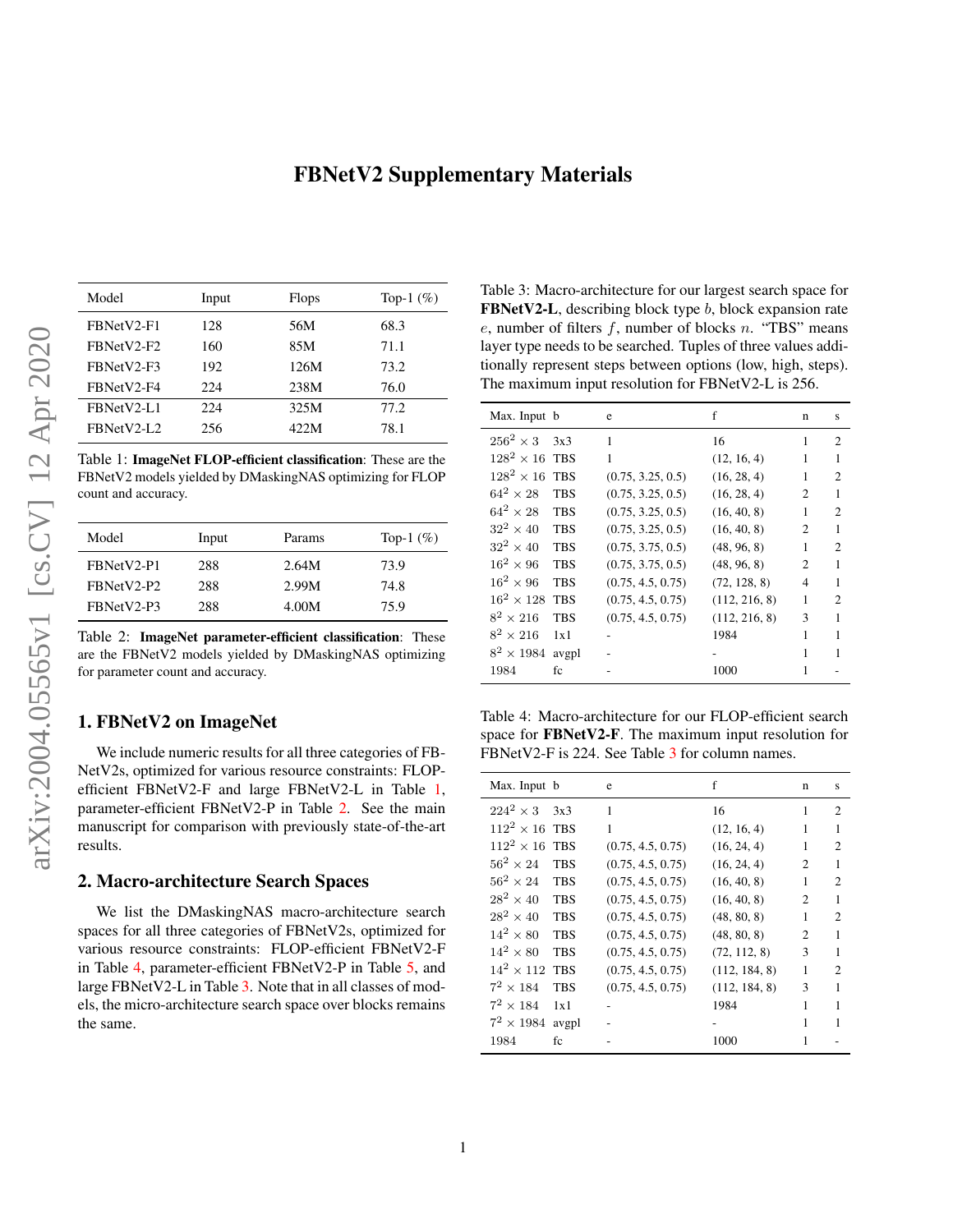# FBNetV2 Supplementary Materials

| Model | Input | Flops | Top-1 (%) |
|---|---|---|---|
| FBNetV2-F1 | 128 | 56M | 68.3 |
| FBNetV2-F2 | 160 | 85M | 71.1 |
| FBNetV2-F3 | 192 | 126M | 73.2 |
| FBNetV2-F4 | 224 | 238M | 76.0 |
| FBNetV2-L1 | 224 | 325M | 77.2 |
| FBNetV2-L2 | 256 | 422M | 78.1 |

Table 1: **ImageNet FLOP-efficient classification**: These are the FBNetV2 models yielded by DMaskingNAS optimizing for FLOP count and accuracy.

| Model | Input | Params | Top-1 (%) |
|---|---|---|---|
| FBNetV2-P1 | 288 | 2.64M | 73.9 |
| FBNetV2-P2 | 288 | 2.99M | 74.8 |
| FBNetV2-P3 | 288 | 4.00M | 75.9 |

Table 2: **ImageNet parameter-efficient classification**: These are the FBNetV2 models yielded by DMaskingNAS optimizing for parameter count and accuracy.

## 1. FBNetV2 on ImageNet

We include numeric results for all three categories of FBNetV2s, optimized for various resource constraints: FLOP-efficient FBNetV2-F and large FBNetV2-L in Table 1, parameter-efficient FBNetV2-P in Table 2. See the main manuscript for comparison with previously state-of-the-art results.

## 2. Macro-architecture Search Spaces

We list the DMaskingNAS macro-architecture search spaces for all three categories of FBNetV2s, optimized for various resource constraints: FLOP-efficient FBNetV2-F in Table 4, parameter-efficient FBNetV2-P in Table 5, and large FBNetV2-L in Table 3. Note that in all classes of models, the micro-architecture search space over blocks remains the same.

Table 3: Macro-architecture for our largest search space for **FBNetV2-L**, describing block type $b$, block expansion rate $e$, number of filters $f$, number of blocks $n$. "TBS" means layer type needs to be searched. Tuples of three values additionally represent steps between options (low, high, steps). The maximum input resolution for FBNetV2-L is 256.

| Max. Input | b | e | f | n | s |
|---|---|---|---|---|---|
| $256^2 \times 3$ | 3x3 | 1 | 16 | 1 | 2 |
| $128^2 \times 16$ | TBS | 1 | (12, 16, 4) | 1 | 1 |
| $128^2 \times 16$ | TBS | (0.75, 3.25, 0.5) | (16, 28, 4) | 1 | 2 |
| $64^2 \times 28$ | TBS | (0.75, 3.25, 0.5) | (16, 28, 4) | 2 | 1 |
| $64^2 \times 28$ | TBS | (0.75, 3.25, 0.5) | (16, 40, 8) | 1 | 2 |
| $32^2 \times 40$ | TBS | (0.75, 3.25, 0.5) | (16, 40, 8) | 2 | 1 |
| $32^2 \times 40$ | TBS | (0.75, 3.75, 0.5) | (48, 96, 8) | 1 | 2 |
| $16^2 \times 96$ | TBS | (0.75, 3.75, 0.5) | (48, 96, 8) | 2 | 1 |
| $16^2 \times 96$ | TBS | (0.75, 4.5, 0.75) | (72, 128, 8) | 4 | 1 |
| $16^2 \times 128$ | TBS | (0.75, 4.5, 0.75) | (112, 216, 8) | 1 | 2 |
| $8^2 \times 216$ | TBS | (0.75, 4.5, 0.75) | (112, 216, 8) | 3 | 1 |
| $8^2 \times 216$ | 1x1 | - | 1984 | 1 | 1 |
| $8^2 \times 1984$ | avgpl | - | - | 1 | 1 |
| 1984 | fc | - | 1000 | 1 | - |

Table 4: Macro-architecture for our FLOP-efficient search space for **FBNetV2-F**. The maximum input resolution for FBNetV2-F is 224. See Table 3 for column names.

| Max. Input | b | e | f | n | s |
|---|---|---|---|---|---|
| $224^2 \times 3$ | 3x3 | 1 | 16 | 1 | 2 |
| $112^2 \times 16$ | TBS | 1 | (12, 16, 4) | 1 | 1 |
| $112^2 \times 16$ | TBS | (0.75, 4.5, 0.75) | (16, 24, 4) | 1 | 2 |
| $56^2 \times 24$ | TBS | (0.75, 4.5, 0.75) | (16, 24, 4) | 2 | 1 |
| $56^2 \times 24$ | TBS | (0.75, 4.5, 0.75) | (16, 40, 8) | 1 | 2 |
| $28^2 \times 40$ | TBS | (0.75, 4.5, 0.75) | (16, 40, 8) | 2 | 1 |
| $28^2 \times 40$ | TBS | (0.75, 4.5, 0.75) | (48, 80, 8) | 1 | 2 |
| $14^2 \times 80$ | TBS | (0.75, 4.5, 0.75) | (48, 80, 8) | 2 | 1 |
| $14^2 \times 80$ | TBS | (0.75, 4.5, 0.75) | (72, 112, 8) | 3 | 1 |
| $14^2 \times 112$ | TBS | (0.75, 4.5, 0.75) | (112, 184, 8) | 1 | 2 |
| $7^2 \times 184$ | TBS | (0.75, 4.5, 0.75) | (112, 184, 8) | 3 | 1 |
| $7^2 \times 184$ | 1x1 | - | 1984 | 1 | 1 |
| $7^2 \times 1984$ | avgpl | - | - | 1 | 1 |
| 1984 | fc | - | 1000 | 1 | - |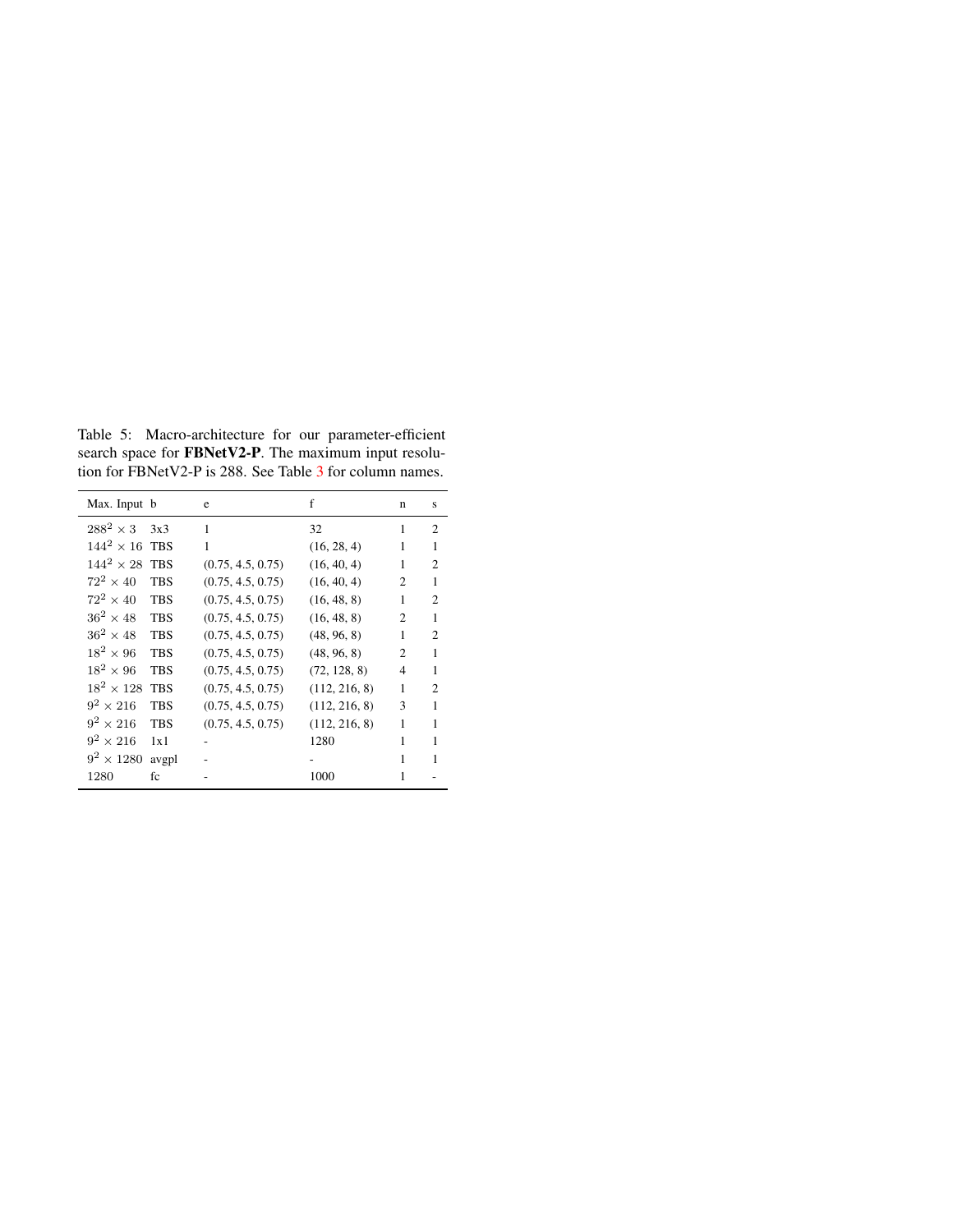Table 5: Macro-architecture for our parameter-efficient search space for **FBNetV2-P**. The maximum input resolution for FBNetV2-P is 288. See Table 3 for column names.

| Max. Input | b | e | f | n | s |
|---|---|---|---|---|---|
| $288^2 \times 3$ | 3x3 | 1 | 32 | 1 | 2 |
| $144^2 \times 16$ | TBS | 1 | (16, 28, 4) | 1 | 1 |
| $144^2 \times 28$ | TBS | (0.75, 4.5, 0.75) | (16, 40, 4) | 1 | 2 |
| $72^2 \times 40$ | TBS | (0.75, 4.5, 0.75) | (16, 40, 4) | 2 | 1 |
| $72^2 \times 40$ | TBS | (0.75, 4.5, 0.75) | (16, 48, 8) | 1 | 2 |
| $36^2 \times 48$ | TBS | (0.75, 4.5, 0.75) | (16, 48, 8) | 2 | 1 |
| $36^2 \times 48$ | TBS | (0.75, 4.5, 0.75) | (48, 96, 8) | 1 | 2 |
| $18^2 \times 96$ | TBS | (0.75, 4.5, 0.75) | (48, 96, 8) | 2 | 1 |
| $18^2 \times 96$ | TBS | (0.75, 4.5, 0.75) | (72, 128, 8) | 4 | 1 |
| $18^2 \times 128$ | TBS | (0.75, 4.5, 0.75) | (112, 216, 8) | 1 | 2 |
| $9^2 \times 216$ | TBS | (0.75, 4.5, 0.75) | (112, 216, 8) | 3 | 1 |
| $9^2 \times 216$ | TBS | (0.75, 4.5, 0.75) | (112, 216, 8) | 1 | 1 |
| $9^2 \times 216$ | 1x1 | - | 1280 | 1 | 1 |
| $9^2 \times 1280$ | avgpl | - | - | 1 | 1 |
| 1280 | fc | - | 1000 | 1 | - |